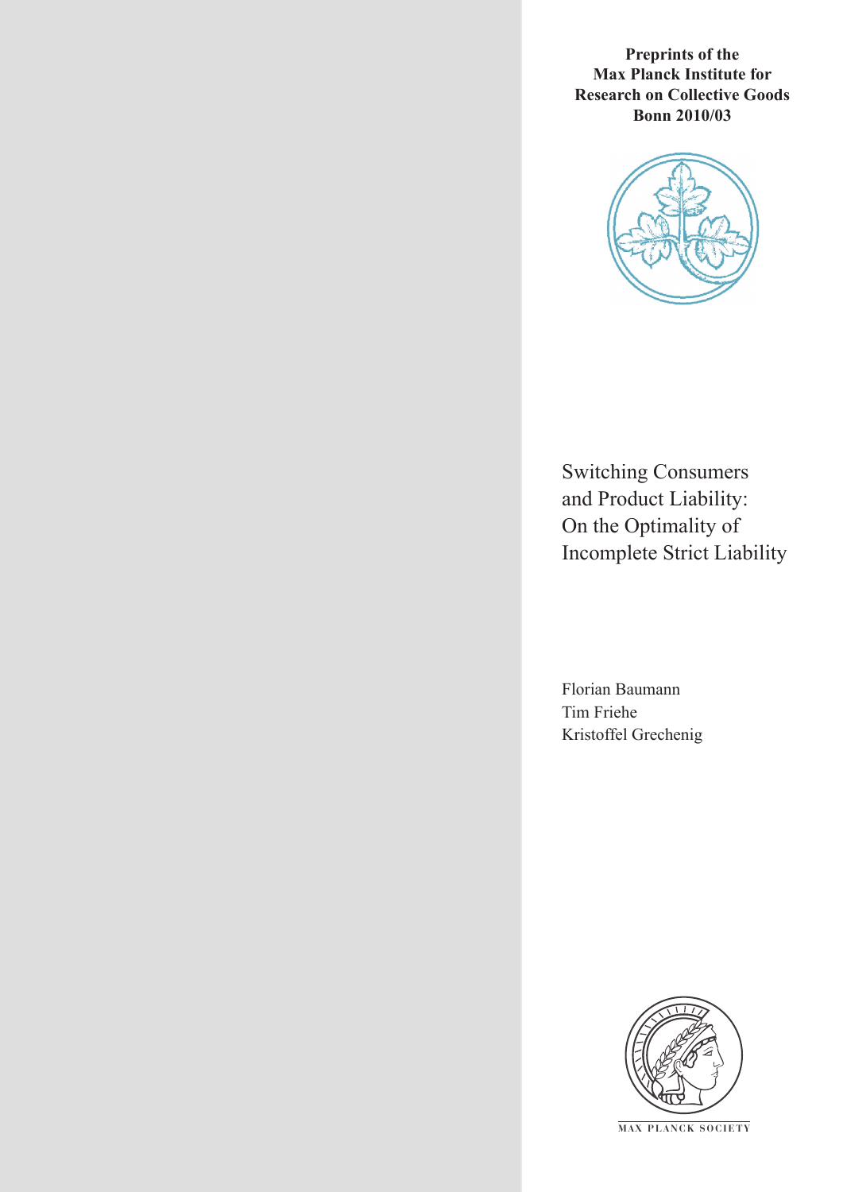**Preprints of the Max Planck Institute for Research on Collective Goods Bonn 2010/03**

# Switching Consumers and Product Liability: On the Optimality of Incomplete Strict Liability

Florian Baumann
Tim Friehe
Kristoffel Grechenig

MAX PLANCK SOCIETY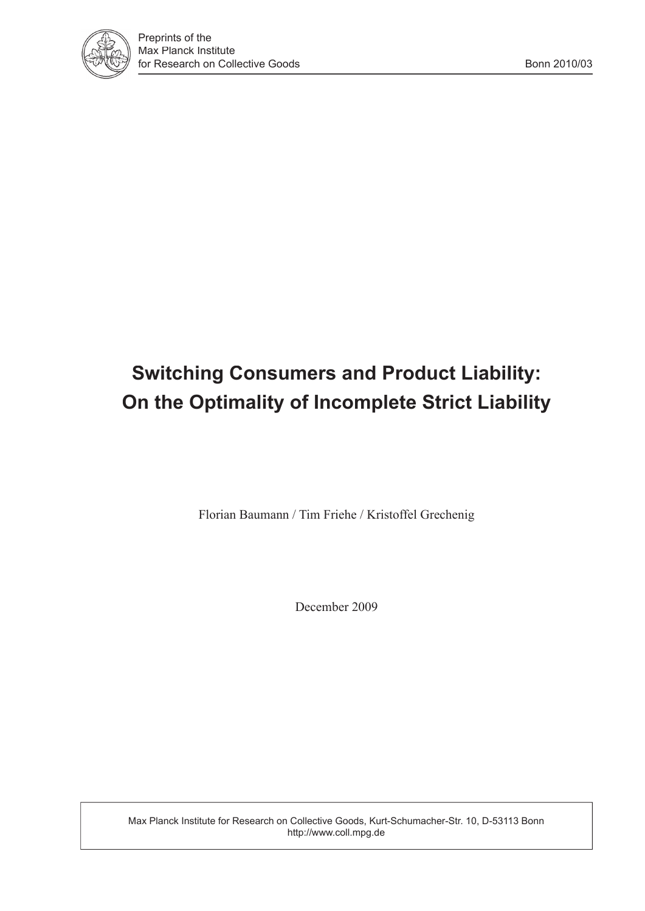# Switching Consumers and Product Liability: On the Optimality of Incomplete Strict Liability

Florian Baumann / Tim Friehe / Kristoffel Grechenig

December 2009

Max Planck Institute for Research on Collective Goods, Kurt-Schumacher-Str. 10, D-53113 Bonn
http://www.coll.mpg.de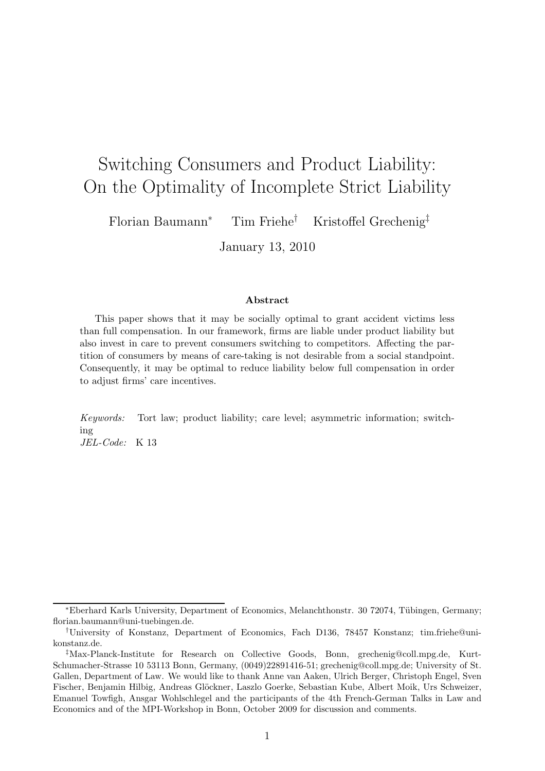// Switching Consumers and Product Liability:
On the Optimality of Incomplete Strict Liability

Florian Baumann[*] Tim Friehe[†] Kristoffel Grechenig[‡]

January 13, 2010

**Abstract**

This paper shows that it may be socially optimal to grant accident victims less than full compensation. In our framework, firms are liable under product liability but also invest in care to prevent consumers switching to competitors. Affecting the partition of consumers by means of care-taking is not desirable from a social standpoint. Consequently, it may be optimal to reduce liability below full compensation in order to adjust firms' care incentives.

*Keywords:* Tort law; product liability; care level; asymmetric information; switching

*JEL-Code:* K 13

---

[*] Eberhard Karls University, Department of Economics, Melanchthonstr. 30 72074, Tübingen, Germany; florian.baumann@uni-tuebingen.de.

[†] University of Konstanz, Department of Economics, Fach D136, 78457 Konstanz; tim.friehe@uni-konstanz.de.

[‡] Max-Planck-Institute for Research on Collective Goods, Bonn, grechenig@coll.mpg.de, Kurt-Schumacher-Strasse 10 53113 Bonn, Germany, (0049)22891416-51; grechenig@coll.mpg.de; University of St. Gallen, Department of Law. We would like to thank Anne van Aaken, Ulrich Berger, Christoph Engel, Sven Fischer, Benjamin Hilbig, Andreas Glöckner, Laszlo Goerke, Sebastian Kube, Albert Moik, Urs Schweizer, Emanuel Towfigh, Ansgar Wohlschlegel and the participants of the 4th French-German Talks in Law and Economics and of the MPI-Workshop in Bonn, October 2009 for discussion and comments.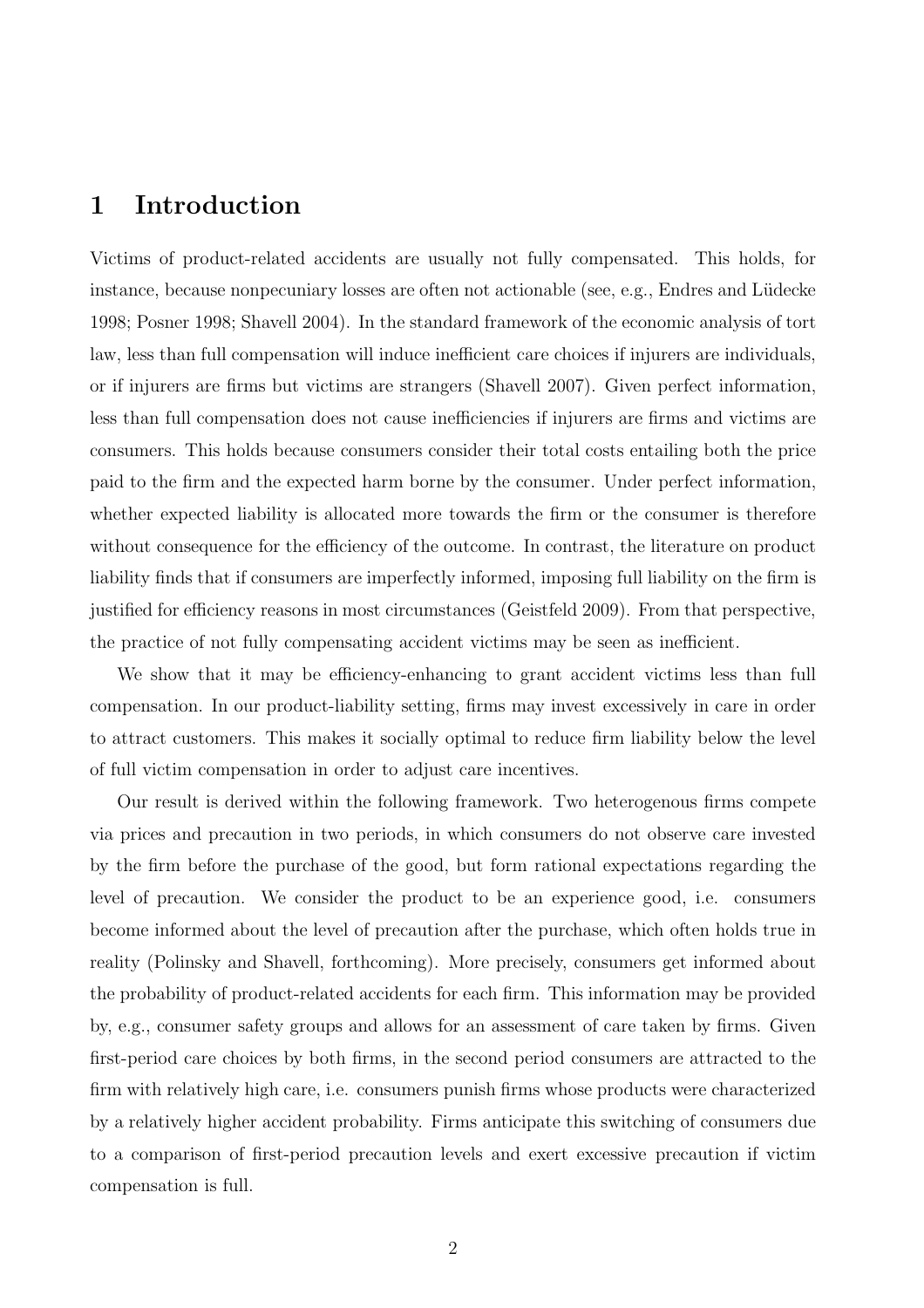# 1 Introduction

Victims of product-related accidents are usually not fully compensated. This holds, for instance, because nonpecuniary losses are often not actionable (see, e.g., Endres and Lüdecke 1998; Posner 1998; Shavell 2004). In the standard framework of the economic analysis of tort law, less than full compensation will induce inefficient care choices if injurers are individuals, or if injurers are firms but victims are strangers (Shavell 2007). Given perfect information, less than full compensation does not cause inefficiencies if injurers are firms and victims are consumers. This holds because consumers consider their total costs entailing both the price paid to the firm and the expected harm borne by the consumer. Under perfect information, whether expected liability is allocated more towards the firm or the consumer is therefore without consequence for the efficiency of the outcome. In contrast, the literature on product liability finds that if consumers are imperfectly informed, imposing full liability on the firm is justified for efficiency reasons in most circumstances (Geistfeld 2009). From that perspective, the practice of not fully compensating accident victims may be seen as inefficient.

We show that it may be efficiency-enhancing to grant accident victims less than full compensation. In our product-liability setting, firms may invest excessively in care in order to attract customers. This makes it socially optimal to reduce firm liability below the level of full victim compensation in order to adjust care incentives.

Our result is derived within the following framework. Two heterogenous firms compete via prices and precaution in two periods, in which consumers do not observe care invested by the firm before the purchase of the good, but form rational expectations regarding the level of precaution. We consider the product to be an experience good, i.e. consumers become informed about the level of precaution after the purchase, which often holds true in reality (Polinsky and Shavell, forthcoming). More precisely, consumers get informed about the probability of product-related accidents for each firm. This information may be provided by, e.g., consumer safety groups and allows for an assessment of care taken by firms. Given first-period care choices by both firms, in the second period consumers are attracted to the firm with relatively high care, i.e. consumers punish firms whose products were characterized by a relatively higher accident probability. Firms anticipate this switching of consumers due to a comparison of first-period precaution levels and exert excessive precaution if victim compensation is full.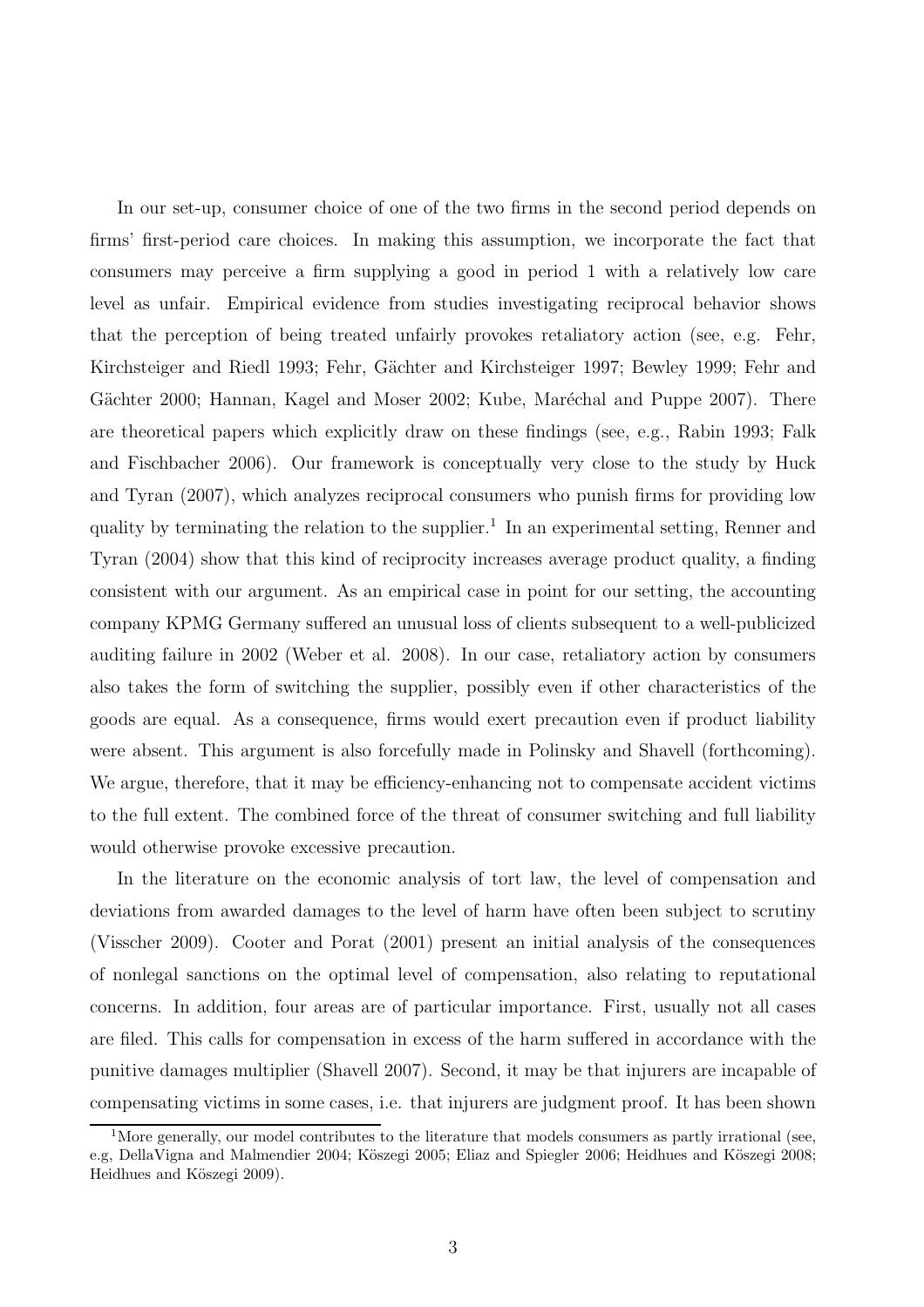In our set-up, consumer choice of one of the two firms in the second period depends on firms' first-period care choices. In making this assumption, we incorporate the fact that consumers may perceive a firm supplying a good in period 1 with a relatively low care level as unfair. Empirical evidence from studies investigating reciprocal behavior shows that the perception of being treated unfairly provokes retaliatory action (see, e.g. Fehr, Kirchsteiger and Riedl 1993; Fehr, Gächter and Kirchsteiger 1997; Bewley 1999; Fehr and Gächter 2000; Hannan, Kagel and Moser 2002; Kube, Maréchal and Puppe 2007). There are theoretical papers which explicitly draw on these findings (see, e.g., Rabin 1993; Falk and Fischbacher 2006). Our framework is conceptually very close to the study by Huck and Tyran (2007), which analyzes reciprocal consumers who punish firms for providing low quality by terminating the relation to the supplier.[1] In an experimental setting, Renner and Tyran (2004) show that this kind of reciprocity increases average product quality, a finding consistent with our argument. As an empirical case in point for our setting, the accounting company KPMG Germany suffered an unusual loss of clients subsequent to a well-publicized auditing failure in 2002 (Weber et al. 2008). In our case, retaliatory action by consumers also takes the form of switching the supplier, possibly even if other characteristics of the goods are equal. As a consequence, firms would exert precaution even if product liability were absent. This argument is also forcefully made in Polinsky and Shavell (forthcoming). We argue, therefore, that it may be efficiency-enhancing not to compensate accident victims to the full extent. The combined force of the threat of consumer switching and full liability would otherwise provoke excessive precaution.

In the literature on the economic analysis of tort law, the level of compensation and deviations from awarded damages to the level of harm have often been subject to scrutiny (Visscher 2009). Cooter and Porat (2001) present an initial analysis of the consequences of nonlegal sanctions on the optimal level of compensation, also relating to reputational concerns. In addition, four areas are of particular importance. First, usually not all cases are filed. This calls for compensation in excess of the harm suffered in accordance with the punitive damages multiplier (Shavell 2007). Second, it may be that injurers are incapable of compensating victims in some cases, i.e. that injurers are judgment proof. It has been shown

[1] More generally, our model contributes to the literature that models consumers as partly irrational (see, e.g, DellaVigna and Malmendier 2004; Köszegi 2005; Eliaz and Spiegler 2006; Heidhues and Köszegi 2008; Heidhues and Köszegi 2009).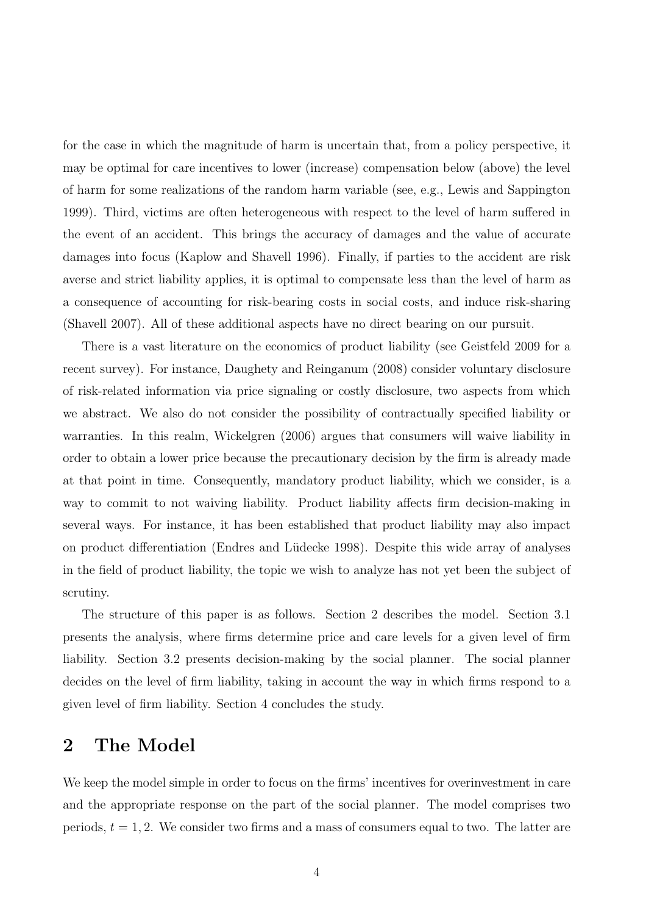for the case in which the magnitude of harm is uncertain that, from a policy perspective, it may be optimal for care incentives to lower (increase) compensation below (above) the level of harm for some realizations of the random harm variable (see, e.g., Lewis and Sappington 1999). Third, victims are often heterogeneous with respect to the level of harm suffered in the event of an accident. This brings the accuracy of damages and the value of accurate damages into focus (Kaplow and Shavell 1996). Finally, if parties to the accident are risk averse and strict liability applies, it is optimal to compensate less than the level of harm as a consequence of accounting for risk-bearing costs in social costs, and induce risk-sharing (Shavell 2007). All of these additional aspects have no direct bearing on our pursuit.

There is a vast literature on the economics of product liability (see Geistfeld 2009 for a recent survey). For instance, Daughety and Reinganum (2008) consider voluntary disclosure of risk-related information via price signaling or costly disclosure, two aspects from which we abstract. We also do not consider the possibility of contractually specified liability or warranties. In this realm, Wickelgren (2006) argues that consumers will waive liability in order to obtain a lower price because the precautionary decision by the firm is already made at that point in time. Consequently, mandatory product liability, which we consider, is a way to commit to not waiving liability. Product liability affects firm decision-making in several ways. For instance, it has been established that product liability may also impact on product differentiation (Endres and Lüdecke 1998). Despite this wide array of analyses in the field of product liability, the topic we wish to analyze has not yet been the subject of scrutiny.

The structure of this paper is as follows. Section 2 describes the model. Section 3.1 presents the analysis, where firms determine price and care levels for a given level of firm liability. Section 3.2 presents decision-making by the social planner. The social planner decides on the level of firm liability, taking in account the way in which firms respond to a given level of firm liability. Section 4 concludes the study.

## 2 The Model

We keep the model simple in order to focus on the firms' incentives for overinvestment in care and the appropriate response on the part of the social planner. The model comprises two periods, $t = 1, 2$. We consider two firms and a mass of consumers equal to two. The latter are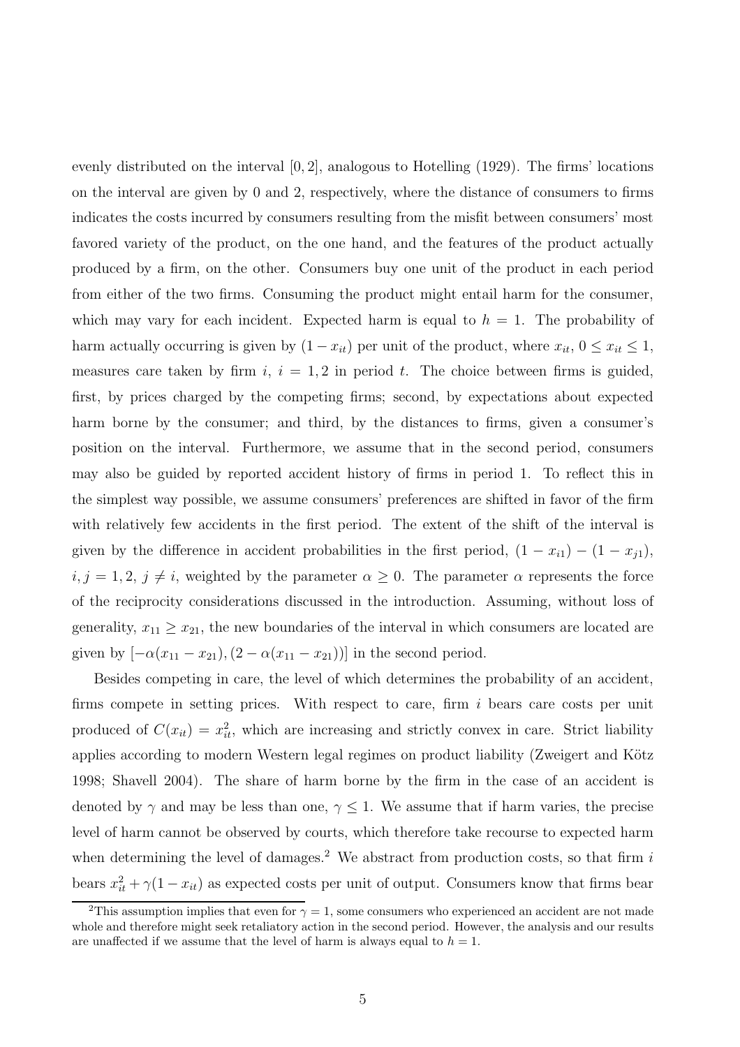evenly distributed on the interval $[0, 2]$, analogous to Hotelling (1929). The firms' locations on the interval are given by 0 and 2, respectively, where the distance of consumers to firms indicates the costs incurred by consumers resulting from the misfit between consumers' most favored variety of the product, on the one hand, and the features of the product actually produced by a firm, on the other. Consumers buy one unit of the product in each period from either of the two firms. Consuming the product might entail harm for the consumer, which may vary for each incident. Expected harm is equal to $h = 1$. The probability of harm actually occurring is given by $(1 - x_{it})$ per unit of the product, where $x_{it}$, $0 \leq x_{it} \leq 1$, measures care taken by firm $i$, $i = 1, 2$ in period $t$. The choice between firms is guided, first, by prices charged by the competing firms; second, by expectations about expected harm borne by the consumer; and third, by the distances to firms, given a consumer's position on the interval. Furthermore, we assume that in the second period, consumers may also be guided by reported accident history of firms in period 1. To reflect this in the simplest way possible, we assume consumers' preferences are shifted in favor of the firm with relatively few accidents in the first period. The extent of the shift of the interval is given by the difference in accident probabilities in the first period, $(1 - x_{i1}) - (1 - x_{j1})$, $i, j = 1, 2$, $j \neq i$, weighted by the parameter $\alpha \geq 0$. The parameter $\alpha$ represents the force of the reciprocity considerations discussed in the introduction. Assuming, without loss of generality, $x_{11} \geq x_{21}$, the new boundaries of the interval in which consumers are located are given by $[-\alpha(x_{11} - x_{21}), (2 - \alpha(x_{11} - x_{21}))]$ in the second period.

Besides competing in care, the level of which determines the probability of an accident, firms compete in setting prices. With respect to care, firm $i$ bears care costs per unit produced of $C(x_{it}) = x_{it}^2$, which are increasing and strictly convex in care. Strict liability applies according to modern Western legal regimes on product liability (Zweigert and Kötz 1998; Shavell 2004). The share of harm borne by the firm in the case of an accident is denoted by $\gamma$ and may be less than one, $\gamma \leq 1$. We assume that if harm varies, the precise level of harm cannot be observed by courts, which therefore take recourse to expected harm when determining the level of damages.[2] We abstract from production costs, so that firm $i$ bears $x_{it}^2 + \gamma(1 - x_{it})$ as expected costs per unit of output. Consumers know that firms bear

[2]This assumption implies that even for $\gamma = 1$, some consumers who experienced an accident are not made whole and therefore might seek retaliatory action in the second period. However, the analysis and our results are unaffected if we assume that the level of harm is always equal to $h = 1$.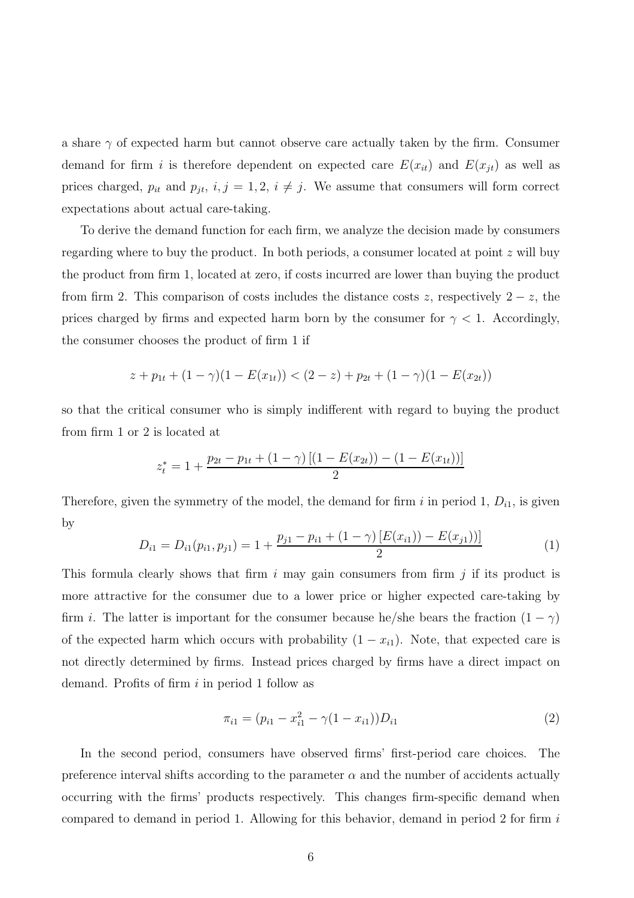a share $\gamma$ of expected harm but cannot observe care actually taken by the firm. Consumer demand for firm $i$ is therefore dependent on expected care $E(x_{it})$ and $E(x_{jt})$ as well as prices charged, $p_{it}$ and $p_{jt}$, $i, j = 1, 2$, $i \neq j$. We assume that consumers will form correct expectations about actual care-taking.

To derive the demand function for each firm, we analyze the decision made by consumers regarding where to buy the product. In both periods, a consumer located at point $z$ will buy the product from firm 1, located at zero, if costs incurred are lower than buying the product from firm 2. This comparison of costs includes the distance costs $z$, respectively $2 - z$, the prices charged by firms and expected harm born by the consumer for $\gamma < 1$. Accordingly, the consumer chooses the product of firm 1 if

$$z + p_{1t} + (1-\gamma)(1 - E(x_{1t})) < (2 - z) + p_{2t} + (1-\gamma)(1 - E(x_{2t}))$$

so that the critical consumer who is simply indifferent with regard to buying the product from firm 1 or 2 is located at

$$z_t^* = 1 + \frac{p_{2t} - p_{1t} + (1-\gamma)\left[(1 - E(x_{2t})) - (1 - E(x_{1t}))\right]}{2}$$

Therefore, given the symmetry of the model, the demand for firm $i$ in period 1, $D_{i1}$, is given by

$$D_{i1} = D_{i1}(p_{i1}, p_{j1}) = 1 + \frac{p_{j1} - p_{i1} + (1-\gamma)\left[E(x_{i1})) - E(x_{j1}))\right]}{2} \tag{1}$$

This formula clearly shows that firm $i$ may gain consumers from firm $j$ if its product is more attractive for the consumer due to a lower price or higher expected care-taking by firm $i$. The latter is important for the consumer because he/she bears the fraction $(1 - \gamma)$ of the expected harm which occurs with probability $(1 - x_{i1})$. Note, that expected care is not directly determined by firms. Instead prices charged by firms have a direct impact on demand. Profits of firm $i$ in period 1 follow as

$$\pi_{i1} = (p_{i1} - x_{i1}^2 - \gamma(1 - x_{i1}))D_{i1} \tag{2}$$

In the second period, consumers have observed firms' first-period care choices. The preference interval shifts according to the parameter $\alpha$ and the number of accidents actually occurring with the firms' products respectively. This changes firm-specific demand when compared to demand in period 1. Allowing for this behavior, demand in period 2 for firm $i$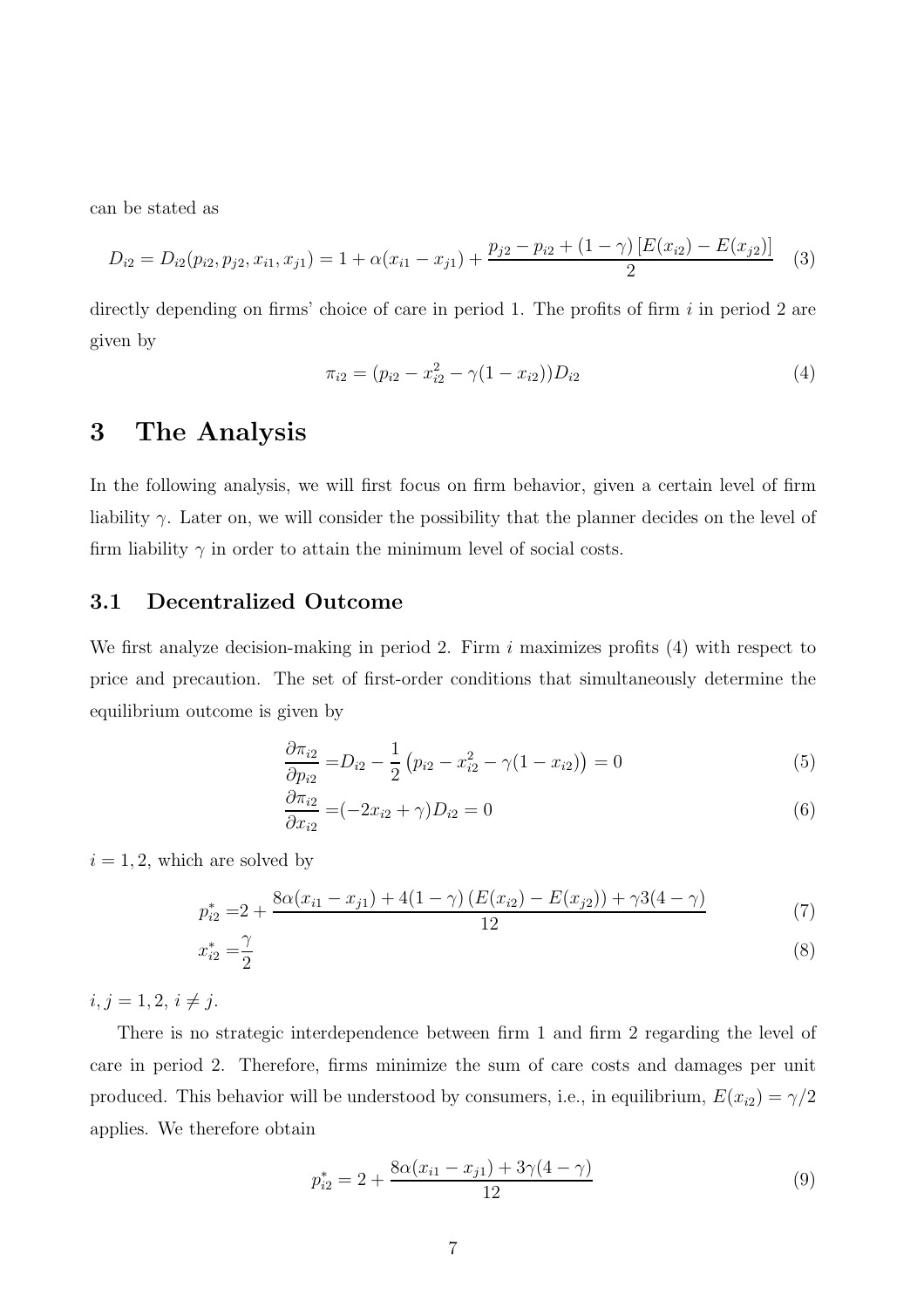can be stated as

$$D_{i2} = D_{i2}(p_{i2}, p_{j2}, x_{i1}, x_{j1}) = 1 + \alpha(x_{i1} - x_{j1}) + \frac{p_{j2} - p_{i2} + (1-\gamma)\left[E(x_{i2}) - E(x_{j2})\right]}{2} \quad (3)$$

directly depending on firms' choice of care in period 1. The profits of firm $i$ in period 2 are given by

$$\pi_{i2} = (p_{i2} - x_{i2}^2 - \gamma(1 - x_{i2}))D_{i2} \quad (4)$$

# 3 The Analysis

In the following analysis, we will first focus on firm behavior, given a certain level of firm liability $\gamma$. Later on, we will consider the possibility that the planner decides on the level of firm liability $\gamma$ in order to attain the minimum level of social costs.

## 3.1 Decentralized Outcome

We first analyze decision-making in period 2. Firm $i$ maximizes profits (4) with respect to price and precaution. The set of first-order conditions that simultaneously determine the equilibrium outcome is given by

$$\frac{\partial \pi_{i2}}{\partial p_{i2}} = D_{i2} - \frac{1}{2}\left(p_{i2} - x_{i2}^2 - \gamma(1 - x_{i2})\right) = 0 \quad (5)$$

$$\frac{\partial \pi_{i2}}{\partial x_{i2}} = (-2x_{i2} + \gamma)D_{i2} = 0 \quad (6)$$

$i = 1, 2$, which are solved by

$$p_{i2}^* = 2 + \frac{8\alpha(x_{i1} - x_{j1}) + 4(1-\gamma)\left(E(x_{i2}) - E(x_{j2})\right) + \gamma 3(4 - \gamma)}{12} \quad (7)$$

$$x_{i2}^* = \frac{\gamma}{2} \quad (8)$$

$i, j = 1, 2$, $i \neq j$.

There is no strategic interdependence between firm 1 and firm 2 regarding the level of care in period 2. Therefore, firms minimize the sum of care costs and damages per unit produced. This behavior will be understood by consumers, i.e., in equilibrium, $E(x_{i2}) = \gamma/2$ applies. We therefore obtain

$$p_{i2}^* = 2 + \frac{8\alpha(x_{i1} - x_{j1}) + 3\gamma(4 - \gamma)}{12} \quad (9)$$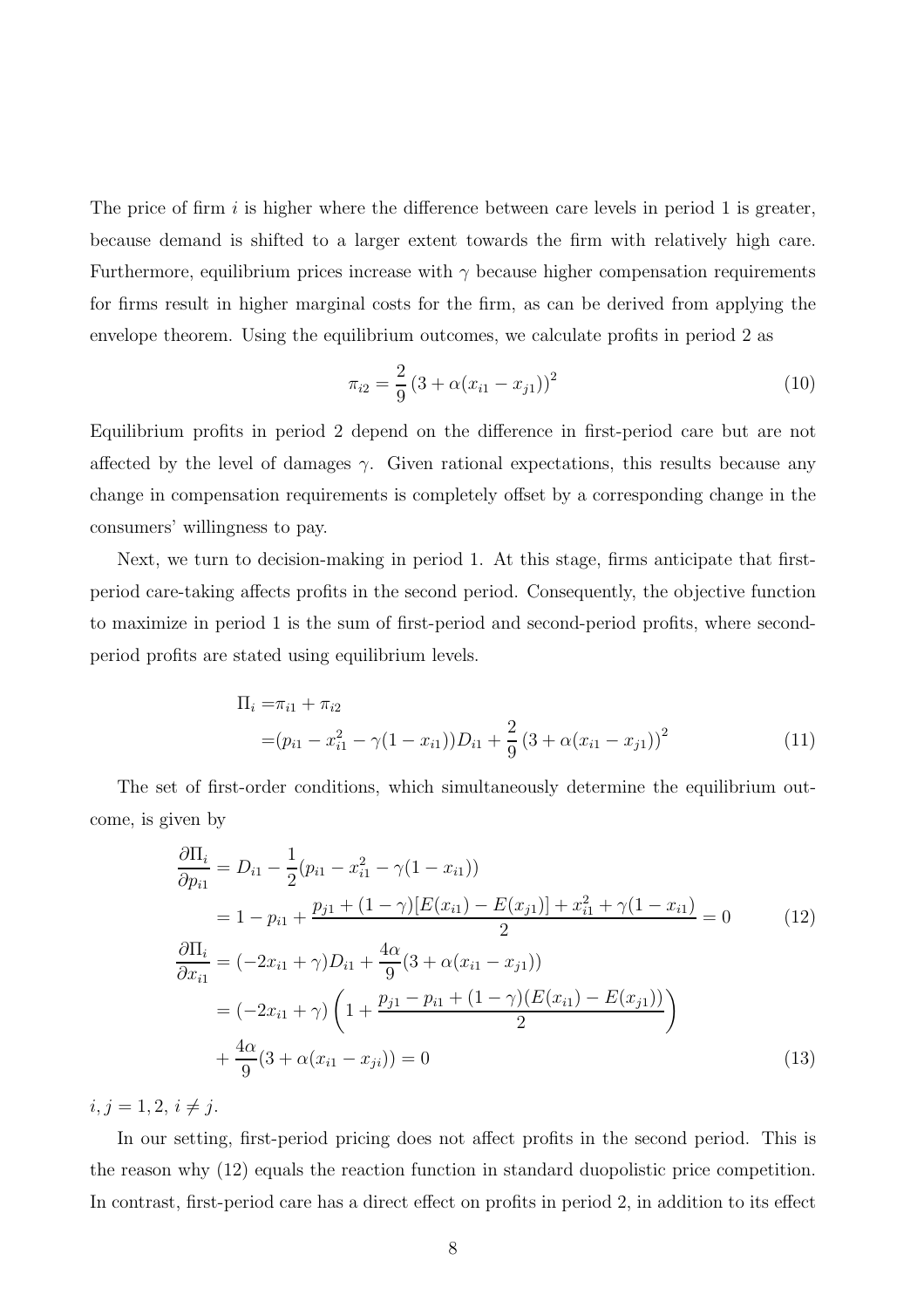The price of firm $i$ is higher where the difference between care levels in period 1 is greater, because demand is shifted to a larger extent towards the firm with relatively high care. Furthermore, equilibrium prices increase with $\gamma$ because higher compensation requirements for firms result in higher marginal costs for the firm, as can be derived from applying the envelope theorem. Using the equilibrium outcomes, we calculate profits in period 2 as

$$\pi_{i2} = \frac{2}{9}\left(3 + \alpha(x_{i1} - x_{j1})\right)^2 \tag{10}$$

Equilibrium profits in period 2 depend on the difference in first-period care but are not affected by the level of damages $\gamma$. Given rational expectations, this results because any change in compensation requirements is completely offset by a corresponding change in the consumers' willingness to pay.

Next, we turn to decision-making in period 1. At this stage, firms anticipate that first-period care-taking affects profits in the second period. Consequently, the objective function to maximize in period 1 is the sum of first-period and second-period profits, where second-period profits are stated using equilibrium levels.

$$\begin{aligned}
\Pi_i =& \pi_{i1} + \pi_{i2} \\
=& (p_{i1} - x_{i1}^2 - \gamma(1 - x_{i1}))D_{i1} + \frac{2}{9}\left(3 + \alpha(x_{i1} - x_{j1})\right)^2
\end{aligned} \tag{11}$$

The set of first-order conditions, which simultaneously determine the equilibrium outcome, is given by

$$\begin{aligned}
\frac{\partial \Pi_i}{\partial p_{i1}} &= D_{i1} - \frac{1}{2}(p_{i1} - x_{i1}^2 - \gamma(1 - x_{i1})) \\
&= 1 - p_{i1} + \frac{p_{j1} + (1-\gamma)[E(x_{i1}) - E(x_{j1})] + x_{i1}^2 + \gamma(1 - x_{i1})}{2} = 0 \qquad (12) \\
\frac{\partial \Pi_i}{\partial x_{i1}} &= (-2x_{i1} + \gamma)D_{i1} + \frac{4\alpha}{9}(3 + \alpha(x_{i1} - x_{j1})) \\
&= (-2x_{i1} + \gamma)\left(1 + \frac{p_{j1} - p_{i1} + (1-\gamma)(E(x_{i1}) - E(x_{j1}))}{2}\right) \\
&\quad + \frac{4\alpha}{9}(3 + \alpha(x_{i1} - x_{ji})) = 0 \qquad (13)
\end{aligned}$$

$i, j = 1, 2,\ i \neq j$.

In our setting, first-period pricing does not affect profits in the second period. This is the reason why (12) equals the reaction function in standard duopolistic price competition. In contrast, first-period care has a direct effect on profits in period 2, in addition to its effect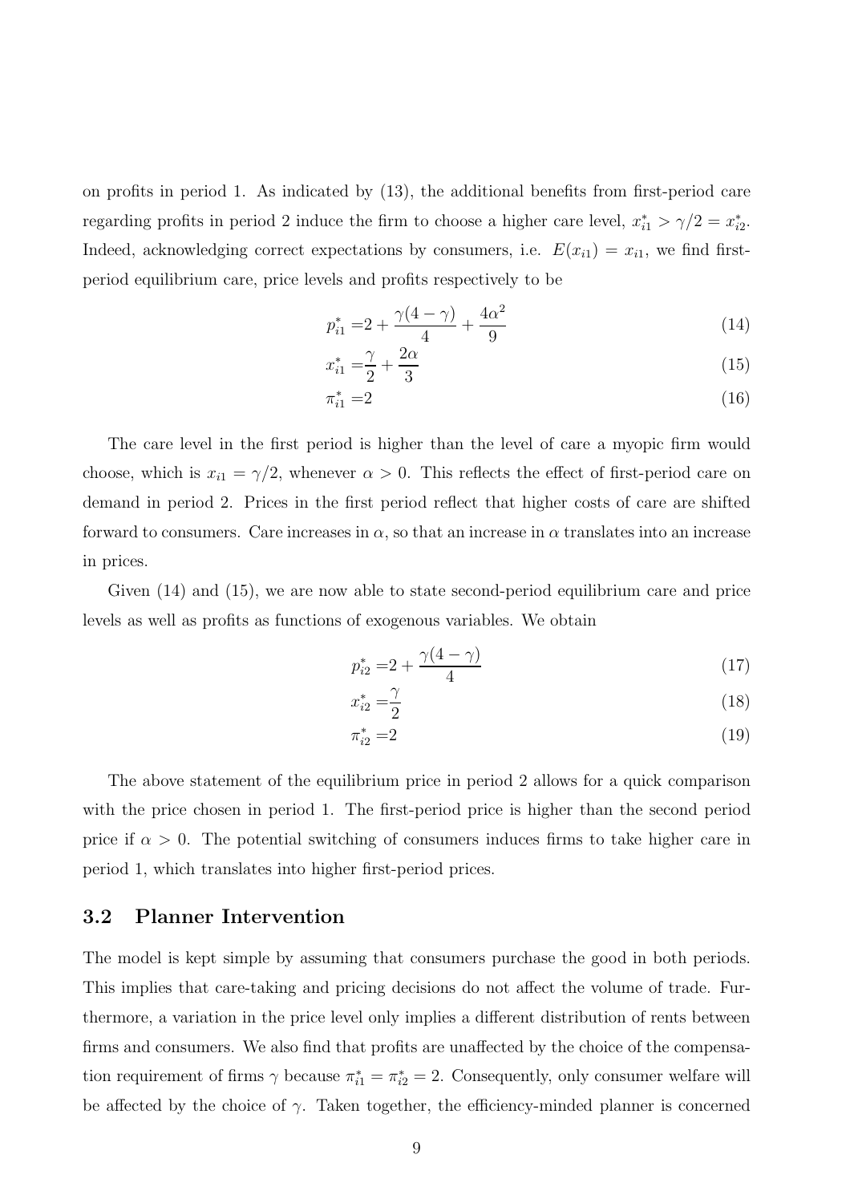on profits in period 1. As indicated by (13), the additional benefits from first-period care regarding profits in period 2 induce the firm to choose a higher care level, $x_{i1}^* > \gamma/2 = x_{i2}^*$. Indeed, acknowledging correct expectations by consumers, i.e. $E(x_{i1}) = x_{i1}$, we find first-period equilibrium care, price levels and profits respectively to be

$$p_{i1}^* = 2 + \frac{\gamma(4-\gamma)}{4} + \frac{4\alpha^2}{9} \tag{14}$$

$$x_{i1}^* = \frac{\gamma}{2} + \frac{2\alpha}{3} \tag{15}$$

$$\pi_{i1}^* = 2 \tag{16}$$

The care level in the first period is higher than the level of care a myopic firm would choose, which is $x_{i1} = \gamma/2$, whenever $\alpha > 0$. This reflects the effect of first-period care on demand in period 2. Prices in the first period reflect that higher costs of care are shifted forward to consumers. Care increases in $\alpha$, so that an increase in $\alpha$ translates into an increase in prices.

Given (14) and (15), we are now able to state second-period equilibrium care and price levels as well as profits as functions of exogenous variables. We obtain

$$p_{i2}^* = 2 + \frac{\gamma(4-\gamma)}{4} \tag{17}$$

$$x_{i2}^* = \frac{\gamma}{2} \tag{18}$$

$$\pi_{i2}^* = 2 \tag{19}$$

The above statement of the equilibrium price in period 2 allows for a quick comparison with the price chosen in period 1. The first-period price is higher than the second period price if $\alpha > 0$. The potential switching of consumers induces firms to take higher care in period 1, which translates into higher first-period prices.

### 3.2 Planner Intervention

The model is kept simple by assuming that consumers purchase the good in both periods. This implies that care-taking and pricing decisions do not affect the volume of trade. Furthermore, a variation in the price level only implies a different distribution of rents between firms and consumers. We also find that profits are unaffected by the choice of the compensation requirement of firms $\gamma$ because $\pi_{i1}^* = \pi_{i2}^* = 2$. Consequently, only consumer welfare will be affected by the choice of $\gamma$. Taken together, the efficiency-minded planner is concerned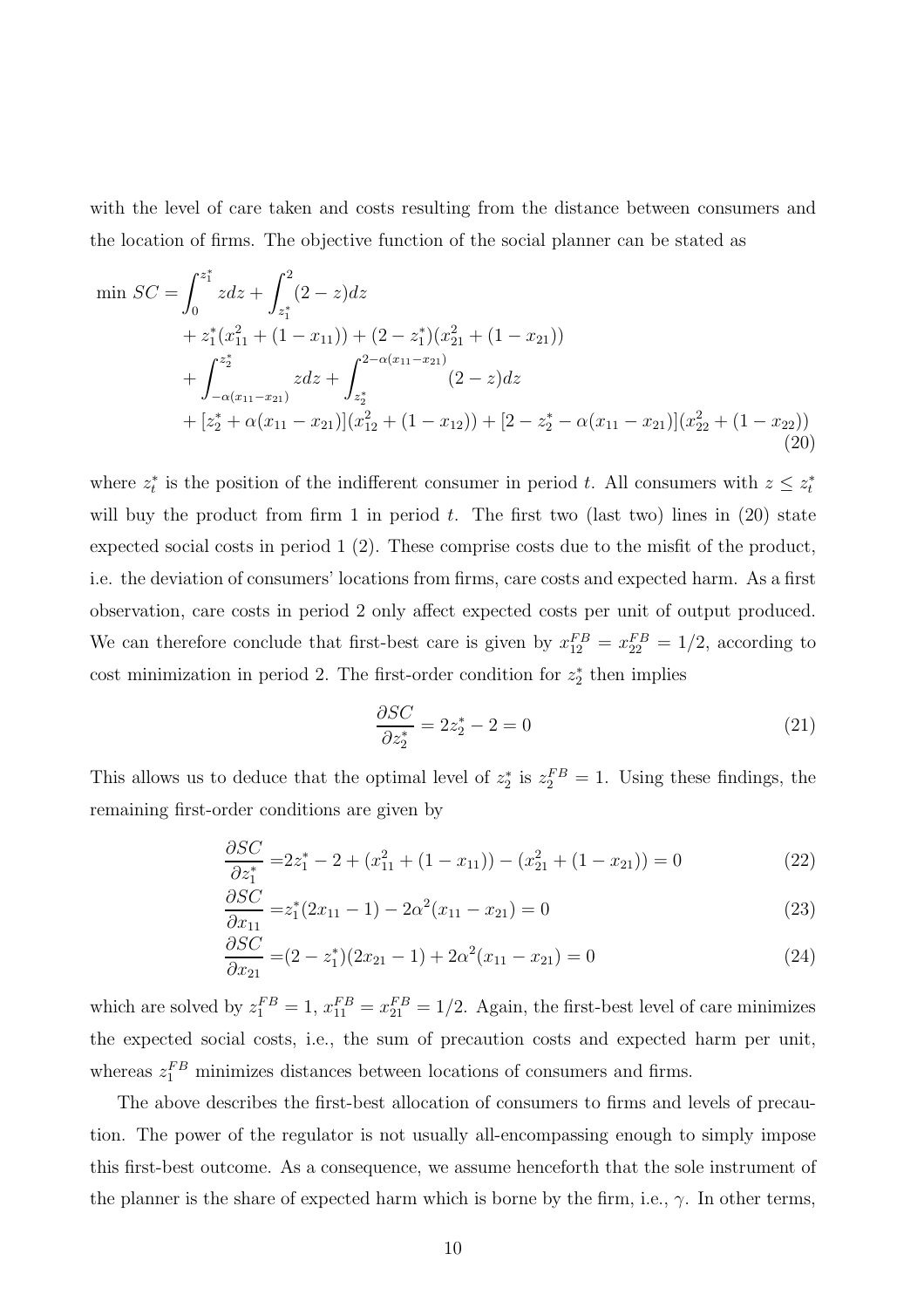with the level of care taken and costs resulting from the distance between consumers and the location of firms. The objective function of the social planner can be stated as

$$
\begin{aligned}
\min\ SC = & \int_0^{z_1^*} z dz + \int_{z_1^*}^{2} (2-z) dz \\
& + z_1^*(x_{11}^2 + (1-x_{11})) + (2-z_1^*)(x_{21}^2 + (1-x_{21})) \\
& + \int_{-\alpha(x_{11}-x_{21})}^{z_2^*} z dz + \int_{z_2^*}^{2-\alpha(x_{11}-x_{21})} (2-z) dz \\
& + [z_2^* + \alpha(x_{11}-x_{21})](x_{12}^2 + (1-x_{12})) + [2 - z_2^* - \alpha(x_{11}-x_{21})](x_{22}^2 + (1-x_{22}))
\end{aligned} \tag{20}
$$

where $z_t^*$ is the position of the indifferent consumer in period $t$. All consumers with $z \leq z_t^*$ will buy the product from firm 1 in period $t$. The first two (last two) lines in (20) state expected social costs in period 1 (2). These comprise costs due to the misfit of the product, i.e. the deviation of consumers' locations from firms, care costs and expected harm. As a first observation, care costs in period 2 only affect expected costs per unit of output produced. We can therefore conclude that first-best care is given by $x_{12}^{FB} = x_{22}^{FB} = 1/2$, according to cost minimization in period 2. The first-order condition for $z_2^*$ then implies

$$
\frac{\partial SC}{\partial z_2^*} = 2z_2^* - 2 = 0 \tag{21}
$$

This allows us to deduce that the optimal level of $z_2^*$ is $z_2^{FB} = 1$. Using these findings, the remaining first-order conditions are given by

$$
\frac{\partial SC}{\partial z_1^*} = 2z_1^* - 2 + (x_{11}^2 + (1-x_{11})) - (x_{21}^2 + (1-x_{21})) = 0 \tag{22}
$$

$$
\frac{\partial SC}{\partial x_{11}} = z_1^*(2x_{11} - 1) - 2\alpha^2(x_{11} - x_{21}) = 0 \tag{23}
$$

$$
\frac{\partial SC}{\partial x_{21}} = (2 - z_1^*)(2x_{21} - 1) + 2\alpha^2(x_{11} - x_{21}) = 0 \tag{24}
$$

which are solved by $z_1^{FB} = 1$, $x_{11}^{FB} = x_{21}^{FB} = 1/2$. Again, the first-best level of care minimizes the expected social costs, i.e., the sum of precaution costs and expected harm per unit, whereas $z_1^{FB}$ minimizes distances between locations of consumers and firms.

The above describes the first-best allocation of consumers to firms and levels of precaution. The power of the regulator is not usually all-encompassing enough to simply impose this first-best outcome. As a consequence, we assume henceforth that the sole instrument of the planner is the share of expected harm which is borne by the firm, i.e., $\gamma$. In other terms,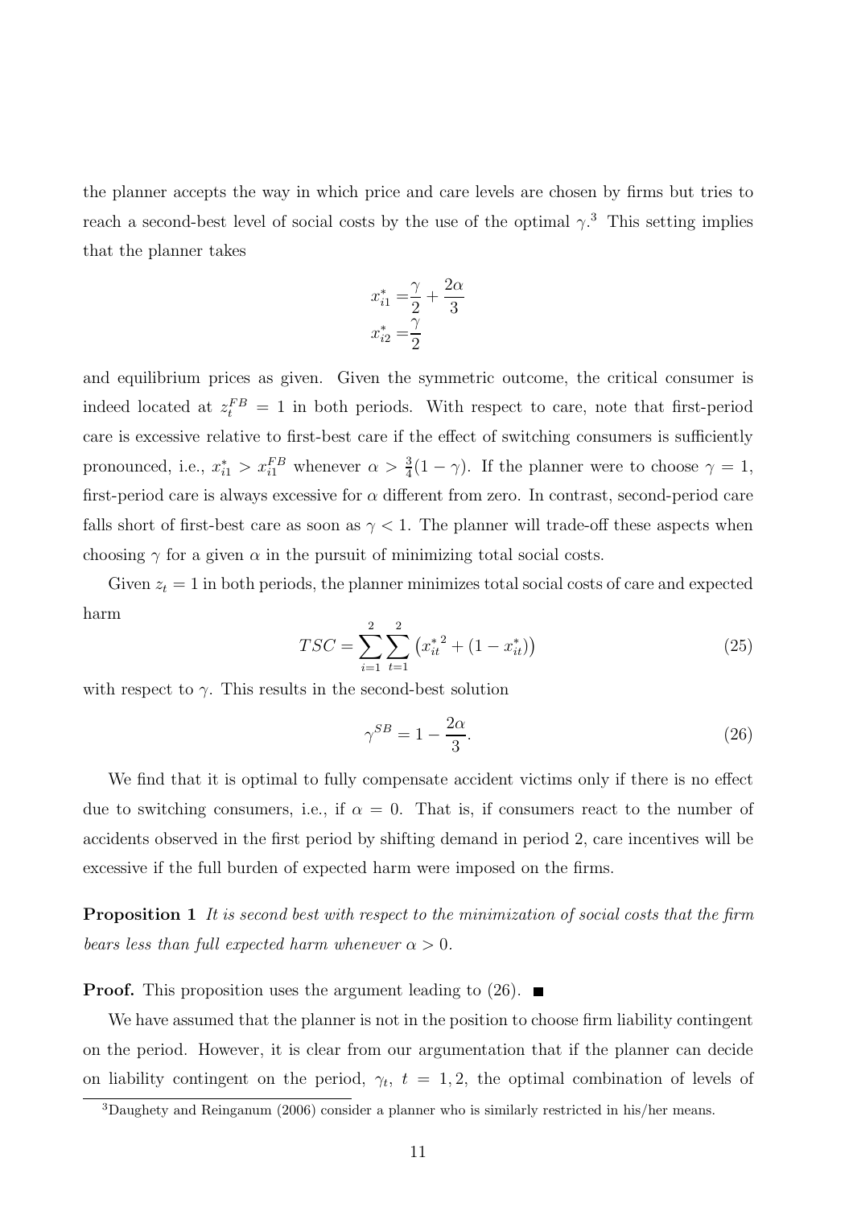the planner accepts the way in which price and care levels are chosen by firms but tries to reach a second-best level of social costs by the use of the optimal $\gamma$.[3] This setting implies that the planner takes

$$
\begin{aligned}
x_{i1}^{*} &= \frac{\gamma}{2} + \frac{2\alpha}{3} \\
x_{i2}^{*} &= \frac{\gamma}{2}
\end{aligned}
$$

and equilibrium prices as given. Given the symmetric outcome, the critical consumer is indeed located at $z_t^{FB} = 1$ in both periods. With respect to care, note that first-period care is excessive relative to first-best care if the effect of switching consumers is sufficiently pronounced, i.e., $x_{i1}^{*} > x_{i1}^{FB}$ whenever $\alpha > \frac{3}{4}(1-\gamma)$. If the planner were to choose $\gamma = 1$, first-period care is always excessive for $\alpha$ different from zero. In contrast, second-period care falls short of first-best care as soon as $\gamma < 1$. The planner will trade-off these aspects when choosing $\gamma$ for a given $\alpha$ in the pursuit of minimizing total social costs.

Given $z_t = 1$ in both periods, the planner minimizes total social costs of care and expected harm

$$
TSC = \sum_{i=1}^{2} \sum_{t=1}^{2} \left( {x_{it}^{*}}^{2} + (1 - x_{it}^{*}) \right) \tag{25}
$$

with respect to $\gamma$. This results in the second-best solution

$$
\gamma^{SB} = 1 - \frac{2\alpha}{3}. \tag{26}
$$

We find that it is optimal to fully compensate accident victims only if there is no effect due to switching consumers, i.e., if $\alpha = 0$. That is, if consumers react to the number of accidents observed in the first period by shifting demand in period 2, care incentives will be excessive if the full burden of expected harm were imposed on the firms.

**Proposition 1** *It is second best with respect to the minimization of social costs that the firm bears less than full expected harm whenever $\alpha > 0$.*

**Proof.** This proposition uses the argument leading to (26). ■

We have assumed that the planner is not in the position to choose firm liability contingent on the period. However, it is clear from our argumentation that if the planner can decide on liability contingent on the period, $\gamma_t$, $t = 1, 2$, the optimal combination of levels of

[3] Daughety and Reinganum (2006) consider a planner who is similarly restricted in his/her means.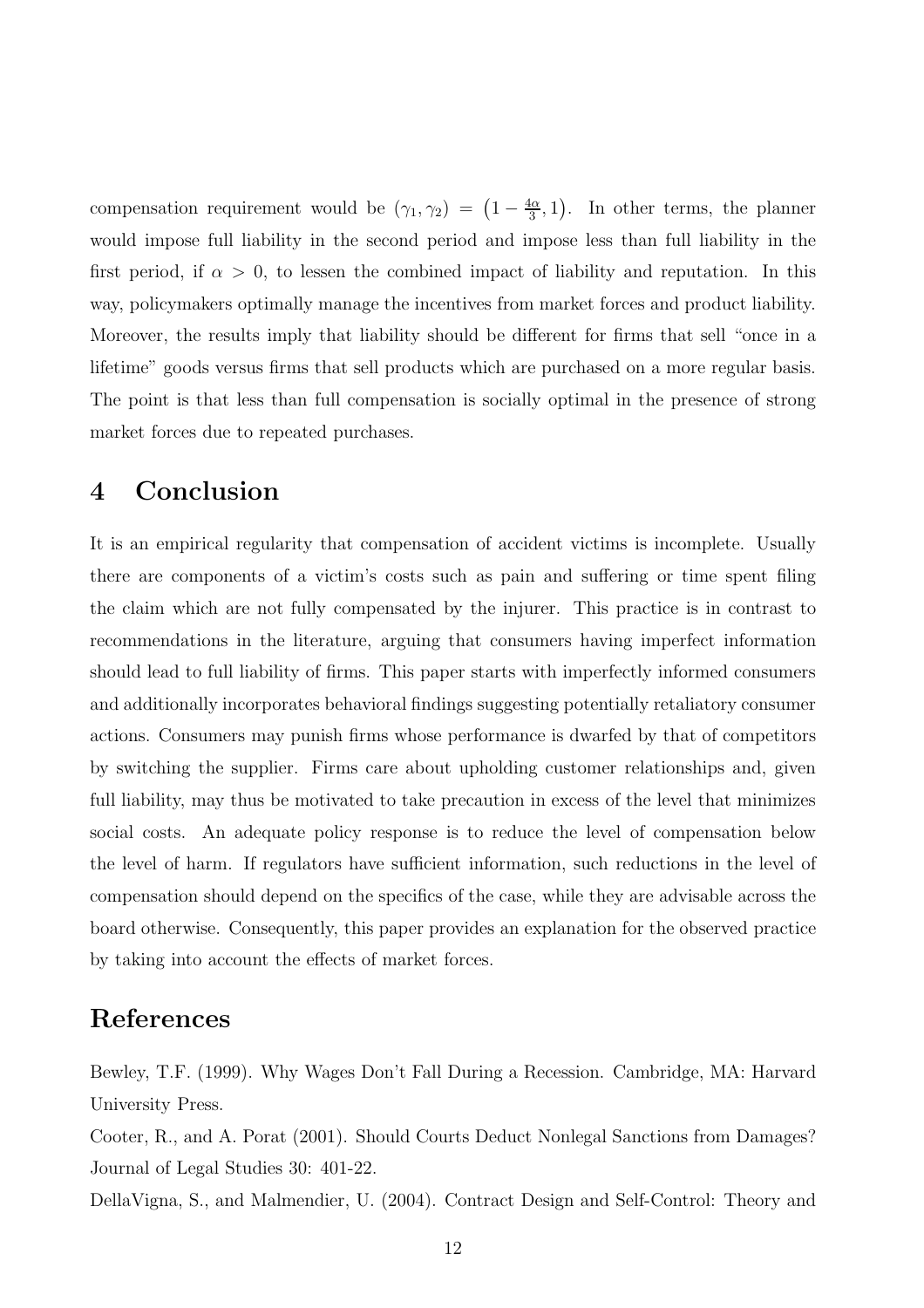compensation requirement would be $(\gamma_1, \gamma_2) = \left(1 - \frac{4\alpha}{3}, 1\right)$. In other terms, the planner would impose full liability in the second period and impose less than full liability in the first period, if $\alpha > 0$, to lessen the combined impact of liability and reputation. In this way, policymakers optimally manage the incentives from market forces and product liability. Moreover, the results imply that liability should be different for firms that sell "once in a lifetime" goods versus firms that sell products which are purchased on a more regular basis. The point is that less than full compensation is socially optimal in the presence of strong market forces due to repeated purchases.

# 4 Conclusion

It is an empirical regularity that compensation of accident victims is incomplete. Usually there are components of a victim's costs such as pain and suffering or time spent filing the claim which are not fully compensated by the injurer. This practice is in contrast to recommendations in the literature, arguing that consumers having imperfect information should lead to full liability of firms. This paper starts with imperfectly informed consumers and additionally incorporates behavioral findings suggesting potentially retaliatory consumer actions. Consumers may punish firms whose performance is dwarfed by that of competitors by switching the supplier. Firms care about upholding customer relationships and, given full liability, may thus be motivated to take precaution in excess of the level that minimizes social costs. An adequate policy response is to reduce the level of compensation below the level of harm. If regulators have sufficient information, such reductions in the level of compensation should depend on the specifics of the case, while they are advisable across the board otherwise. Consequently, this paper provides an explanation for the observed practice by taking into account the effects of market forces.

# References

Bewley, T.F. (1999). Why Wages Don't Fall During a Recession. Cambridge, MA: Harvard University Press.

Cooter, R., and A. Porat (2001). Should Courts Deduct Nonlegal Sanctions from Damages? Journal of Legal Studies 30: 401-22.

DellaVigna, S., and Malmendier, U. (2004). Contract Design and Self-Control: Theory and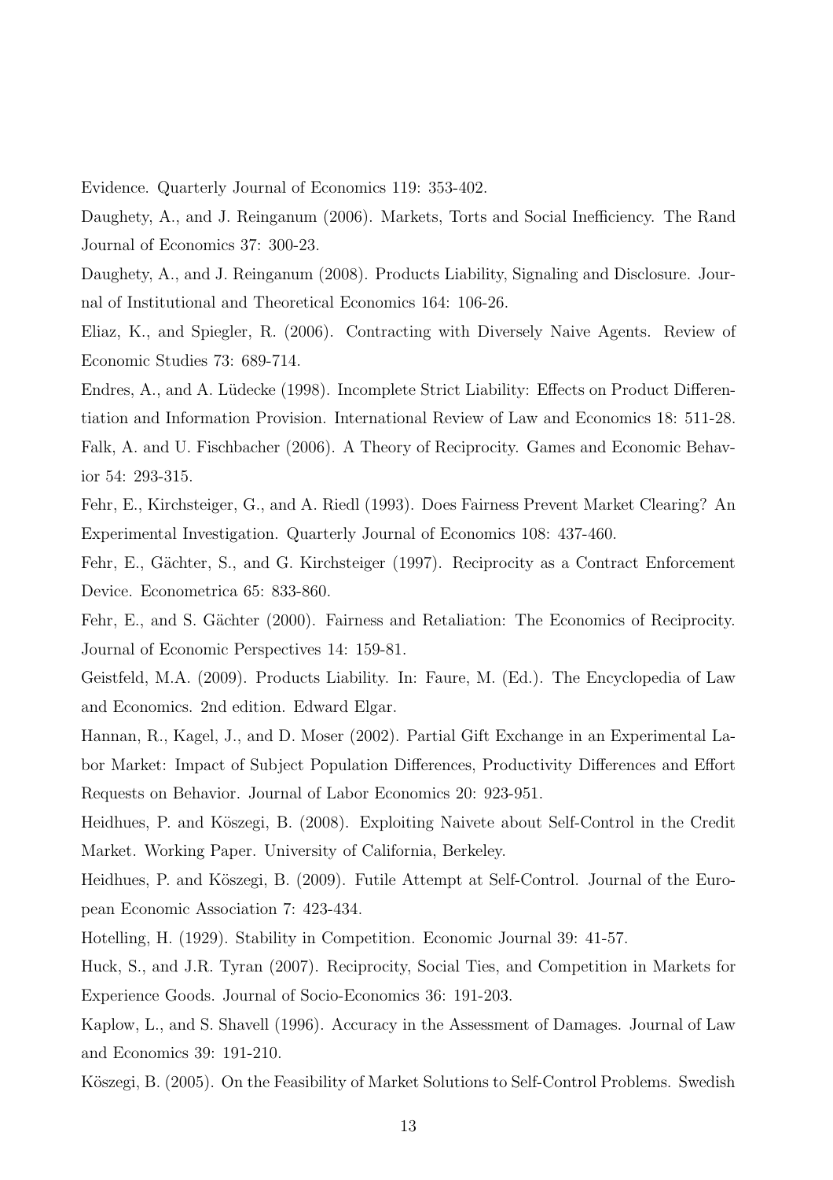Evidence. Quarterly Journal of Economics 119: 353-402.

Daughety, A., and J. Reinganum (2006). Markets, Torts and Social Inefficiency. The Rand Journal of Economics 37: 300-23.

Daughety, A., and J. Reinganum (2008). Products Liability, Signaling and Disclosure. Journal of Institutional and Theoretical Economics 164: 106-26.

Eliaz, K., and Spiegler, R. (2006). Contracting with Diversely Naive Agents. Review of Economic Studies 73: 689-714.

Endres, A., and A. Lüdecke (1998). Incomplete Strict Liability: Effects on Product Differentiation and Information Provision. International Review of Law and Economics 18: 511-28.

Falk, A. and U. Fischbacher (2006). A Theory of Reciprocity. Games and Economic Behavior 54: 293-315.

Fehr, E., Kirchsteiger, G., and A. Riedl (1993). Does Fairness Prevent Market Clearing? An Experimental Investigation. Quarterly Journal of Economics 108: 437-460.

Fehr, E., Gächter, S., and G. Kirchsteiger (1997). Reciprocity as a Contract Enforcement Device. Econometrica 65: 833-860.

Fehr, E., and S. Gächter (2000). Fairness and Retaliation: The Economics of Reciprocity. Journal of Economic Perspectives 14: 159-81.

Geistfeld, M.A. (2009). Products Liability. In: Faure, M. (Ed.). The Encyclopedia of Law and Economics. 2nd edition. Edward Elgar.

Hannan, R., Kagel, J., and D. Moser (2002). Partial Gift Exchange in an Experimental Labor Market: Impact of Subject Population Differences, Productivity Differences and Effort Requests on Behavior. Journal of Labor Economics 20: 923-951.

Heidhues, P. and Köszegi, B. (2008). Exploiting Naivete about Self-Control in the Credit Market. Working Paper. University of California, Berkeley.

Heidhues, P. and Köszegi, B. (2009). Futile Attempt at Self-Control. Journal of the European Economic Association 7: 423-434.

Hotelling, H. (1929). Stability in Competition. Economic Journal 39: 41-57.

Huck, S., and J.R. Tyran (2007). Reciprocity, Social Ties, and Competition in Markets for Experience Goods. Journal of Socio-Economics 36: 191-203.

Kaplow, L., and S. Shavell (1996). Accuracy in the Assessment of Damages. Journal of Law and Economics 39: 191-210.

Köszegi, B. (2005). On the Feasibility of Market Solutions to Self-Control Problems. Swedish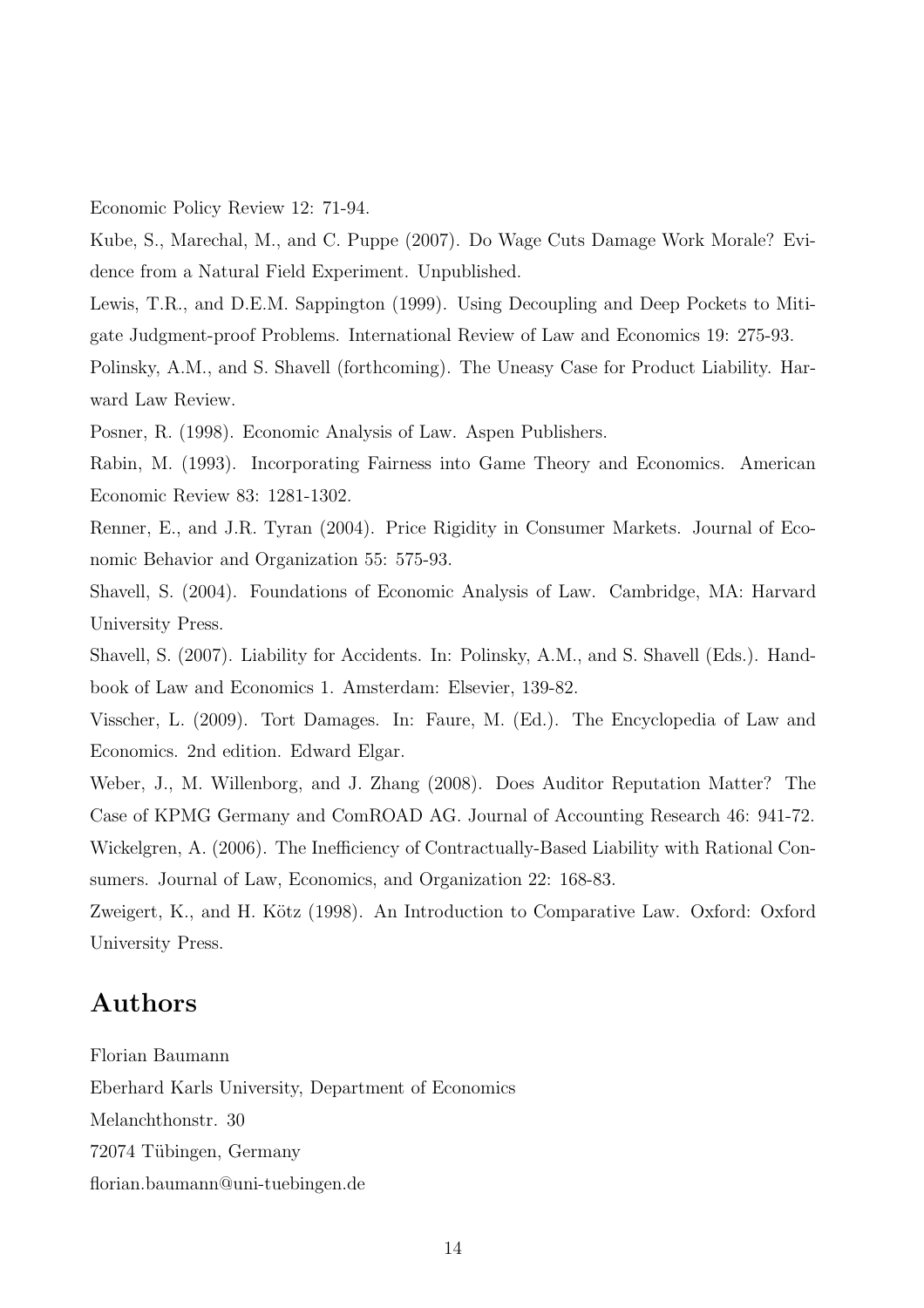Economic Policy Review 12: 71-94.

Kube, S., Marechal, M., and C. Puppe (2007). Do Wage Cuts Damage Work Morale? Evidence from a Natural Field Experiment. Unpublished.

Lewis, T.R., and D.E.M. Sappington (1999). Using Decoupling and Deep Pockets to Mitigate Judgment-proof Problems. International Review of Law and Economics 19: 275-93.

Polinsky, A.M., and S. Shavell (forthcoming). The Uneasy Case for Product Liability. Harvard Law Review.

Posner, R. (1998). Economic Analysis of Law. Aspen Publishers.

Rabin, M. (1993). Incorporating Fairness into Game Theory and Economics. American Economic Review 83: 1281-1302.

Renner, E., and J.R. Tyran (2004). Price Rigidity in Consumer Markets. Journal of Economic Behavior and Organization 55: 575-93.

Shavell, S. (2004). Foundations of Economic Analysis of Law. Cambridge, MA: Harvard University Press.

Shavell, S. (2007). Liability for Accidents. In: Polinsky, A.M., and S. Shavell (Eds.). Handbook of Law and Economics 1. Amsterdam: Elsevier, 139-82.

Visscher, L. (2009). Tort Damages. In: Faure, M. (Ed.). The Encyclopedia of Law and Economics. 2nd edition. Edward Elgar.

Weber, J., M. Willenborg, and J. Zhang (2008). Does Auditor Reputation Matter? The Case of KPMG Germany and ComROAD AG. Journal of Accounting Research 46: 941-72.

Wickelgren, A. (2006). The Inefficiency of Contractually-Based Liability with Rational Consumers. Journal of Law, Economics, and Organization 22: 168-83.

Zweigert, K., and H. Kötz (1998). An Introduction to Comparative Law. Oxford: Oxford University Press.

## Authors

Florian Baumann
Eberhard Karls University, Department of Economics
Melanchthonstr. 30
72074 Tübingen, Germany
florian.baumann@uni-tuebingen.de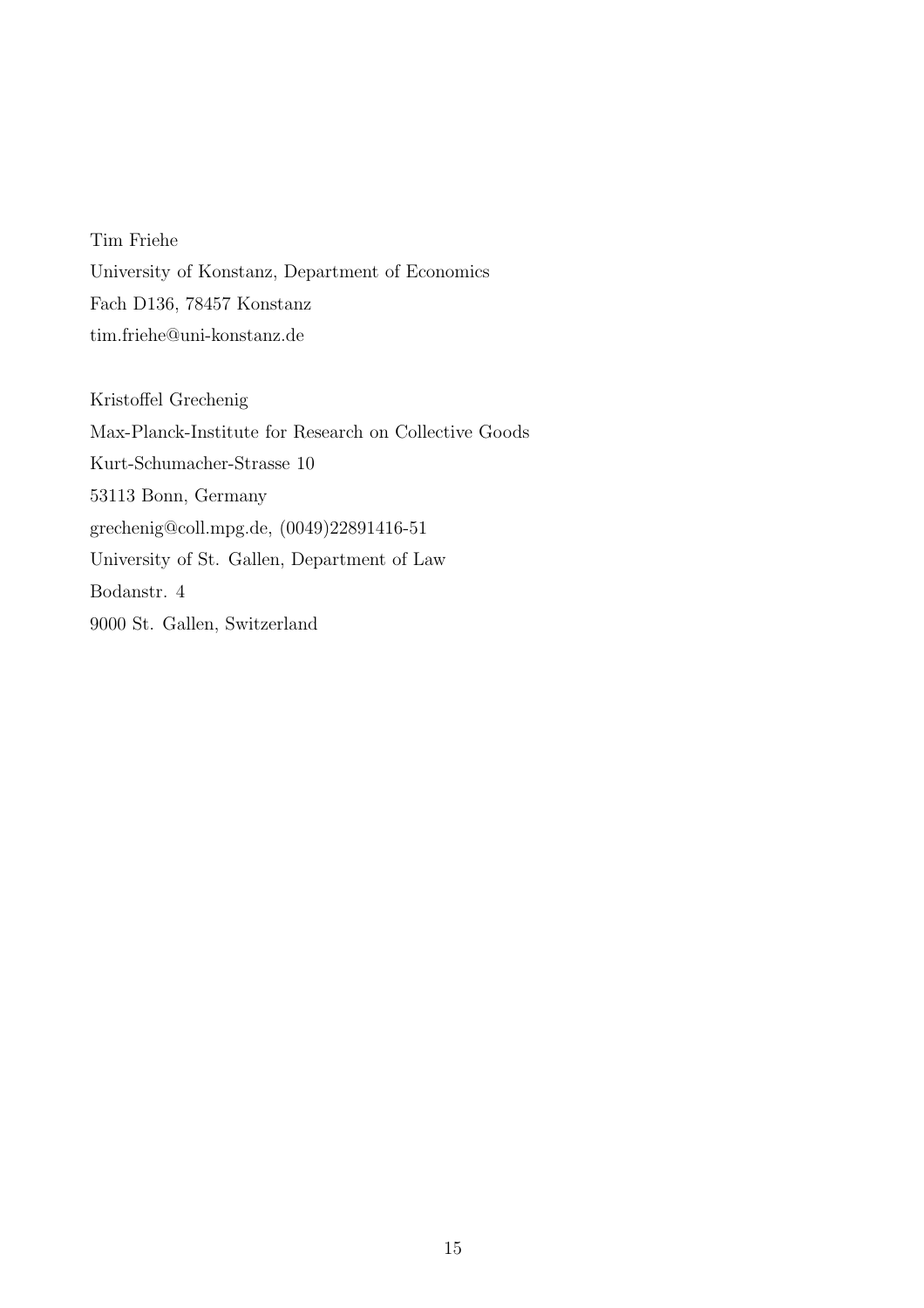Tim Friehe
University of Konstanz, Department of Economics
Fach D136, 78457 Konstanz
tim.friehe@uni-konstanz.de

Kristoffel Grechenig
Max-Planck-Institute for Research on Collective Goods
Kurt-Schumacher-Strasse 10
53113 Bonn, Germany
grechenig@coll.mpg.de, (0049)22891416-51
University of St. Gallen, Department of Law
Bodanstr. 4
9000 St. Gallen, Switzerland